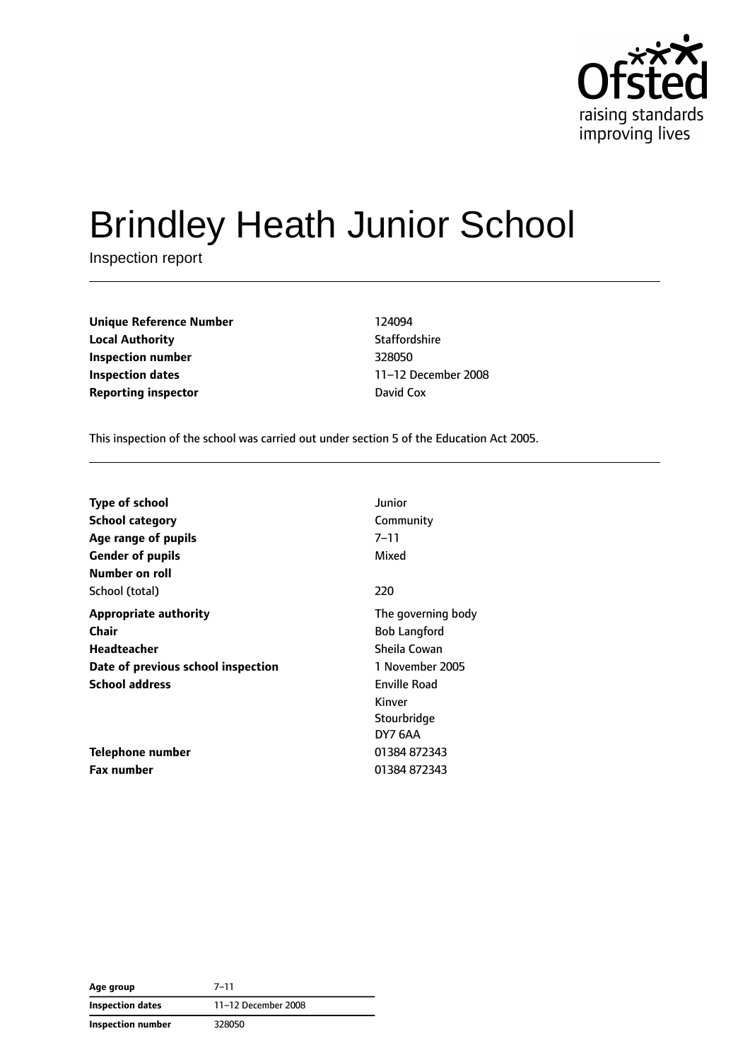# Brindley Heath Junior School

Inspection report

| | |
|---|---|
| **Unique Reference Number** | 124094 |
| **Local Authority** | Staffordshire |
| **Inspection number** | 328050 |
| **Inspection dates** | 11–12 December 2008 |
| **Reporting inspector** | David Cox |

This inspection of the school was carried out under section 5 of the Education Act 2005.

| | |
|---|---|
| **Type of school** | Junior |
| **School category** | Community |
| **Age range of pupils** | 7–11 |
| **Gender of pupils** | Mixed |
| **Number on roll** | |
| School (total) | 220 |
| **Appropriate authority** | The governing body |
| **Chair** | Bob Langford |
| **Headteacher** | Sheila Cowan |
| **Date of previous school inspection** | 1 November 2005 |
| **School address** | Enville Road<br>Kinver<br>Stourbridge<br>DY7 6AA |
| **Telephone number** | 01384 872343 |
| **Fax number** | 01384 872343 |

| | |
|---|---|
| **Age group** | 7–11 |
| **Inspection dates** | 11–12 December 2008 |
| **Inspection number** | 328050 |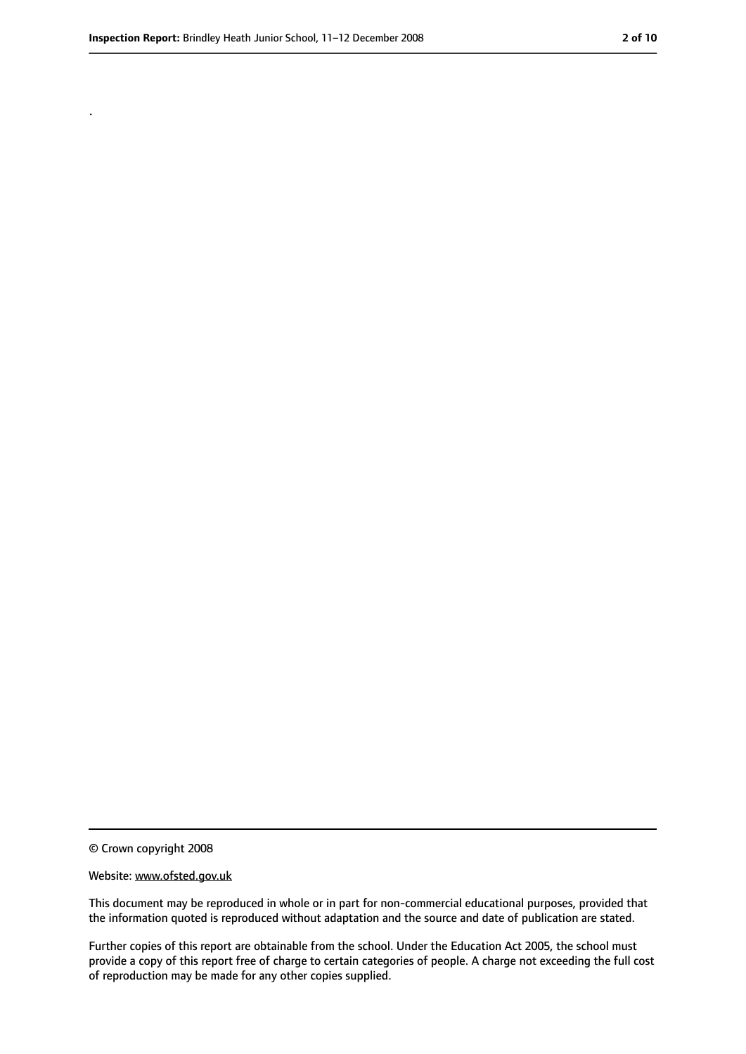.

© Crown copyright 2008

Website: www.ofsted.gov.uk

This document may be reproduced in whole or in part for non-commercial educational purposes, provided that the information quoted is reproduced without adaptation and the source and date of publication are stated.

Further copies of this report are obtainable from the school. Under the Education Act 2005, the school must provide a copy of this report free of charge to certain categories of people. A charge not exceeding the full cost of reproduction may be made for any other copies supplied.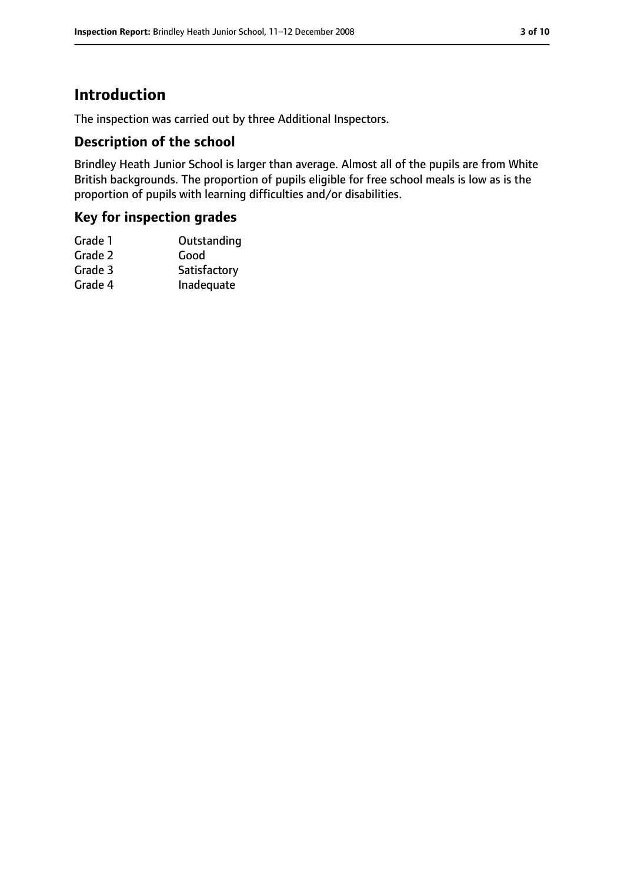# Introduction

The inspection was carried out by three Additional Inspectors.

## Description of the school

Brindley Heath Junior School is larger than average. Almost all of the pupils are from White British backgrounds. The proportion of pupils eligible for free school meals is low as is the proportion of pupils with learning difficulties and/or disabilities.

## Key for inspection grades

| | |
|---|---|
| Grade 1 | Outstanding |
| Grade 2 | Good |
| Grade 3 | Satisfactory |
| Grade 4 | Inadequate |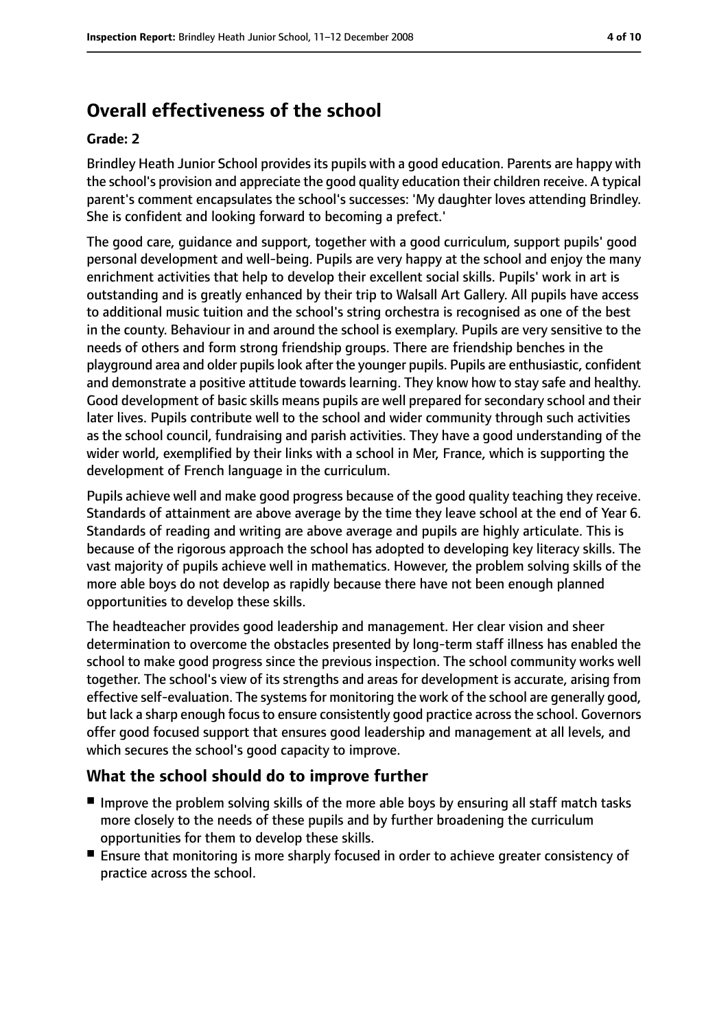## Overall effectiveness of the school

**Grade: 2**

Brindley Heath Junior School provides its pupils with a good education. Parents are happy with the school's provision and appreciate the good quality education their children receive. A typical parent's comment encapsulates the school's successes: 'My daughter loves attending Brindley. She is confident and looking forward to becoming a prefect.'

The good care, guidance and support, together with a good curriculum, support pupils' good personal development and well-being. Pupils are very happy at the school and enjoy the many enrichment activities that help to develop their excellent social skills. Pupils' work in art is outstanding and is greatly enhanced by their trip to Walsall Art Gallery. All pupils have access to additional music tuition and the school's string orchestra is recognised as one of the best in the county. Behaviour in and around the school is exemplary. Pupils are very sensitive to the needs of others and form strong friendship groups. There are friendship benches in the playground area and older pupils look after the younger pupils. Pupils are enthusiastic, confident and demonstrate a positive attitude towards learning. They know how to stay safe and healthy. Good development of basic skills means pupils are well prepared for secondary school and their later lives. Pupils contribute well to the school and wider community through such activities as the school council, fundraising and parish activities. They have a good understanding of the wider world, exemplified by their links with a school in Mer, France, which is supporting the development of French language in the curriculum.

Pupils achieve well and make good progress because of the good quality teaching they receive. Standards of attainment are above average by the time they leave school at the end of Year 6. Standards of reading and writing are above average and pupils are highly articulate. This is because of the rigorous approach the school has adopted to developing key literacy skills. The vast majority of pupils achieve well in mathematics. However, the problem solving skills of the more able boys do not develop as rapidly because there have not been enough planned opportunities to develop these skills.

The headteacher provides good leadership and management. Her clear vision and sheer determination to overcome the obstacles presented by long-term staff illness has enabled the school to make good progress since the previous inspection. The school community works well together. The school's view of its strengths and areas for development is accurate, arising from effective self-evaluation. The systems for monitoring the work of the school are generally good, but lack a sharp enough focus to ensure consistently good practice across the school. Governors offer good focused support that ensures good leadership and management at all levels, and which secures the school's good capacity to improve.

### What the school should do to improve further

- Improve the problem solving skills of the more able boys by ensuring all staff match tasks more closely to the needs of these pupils and by further broadening the curriculum opportunities for them to develop these skills.
- Ensure that monitoring is more sharply focused in order to achieve greater consistency of practice across the school.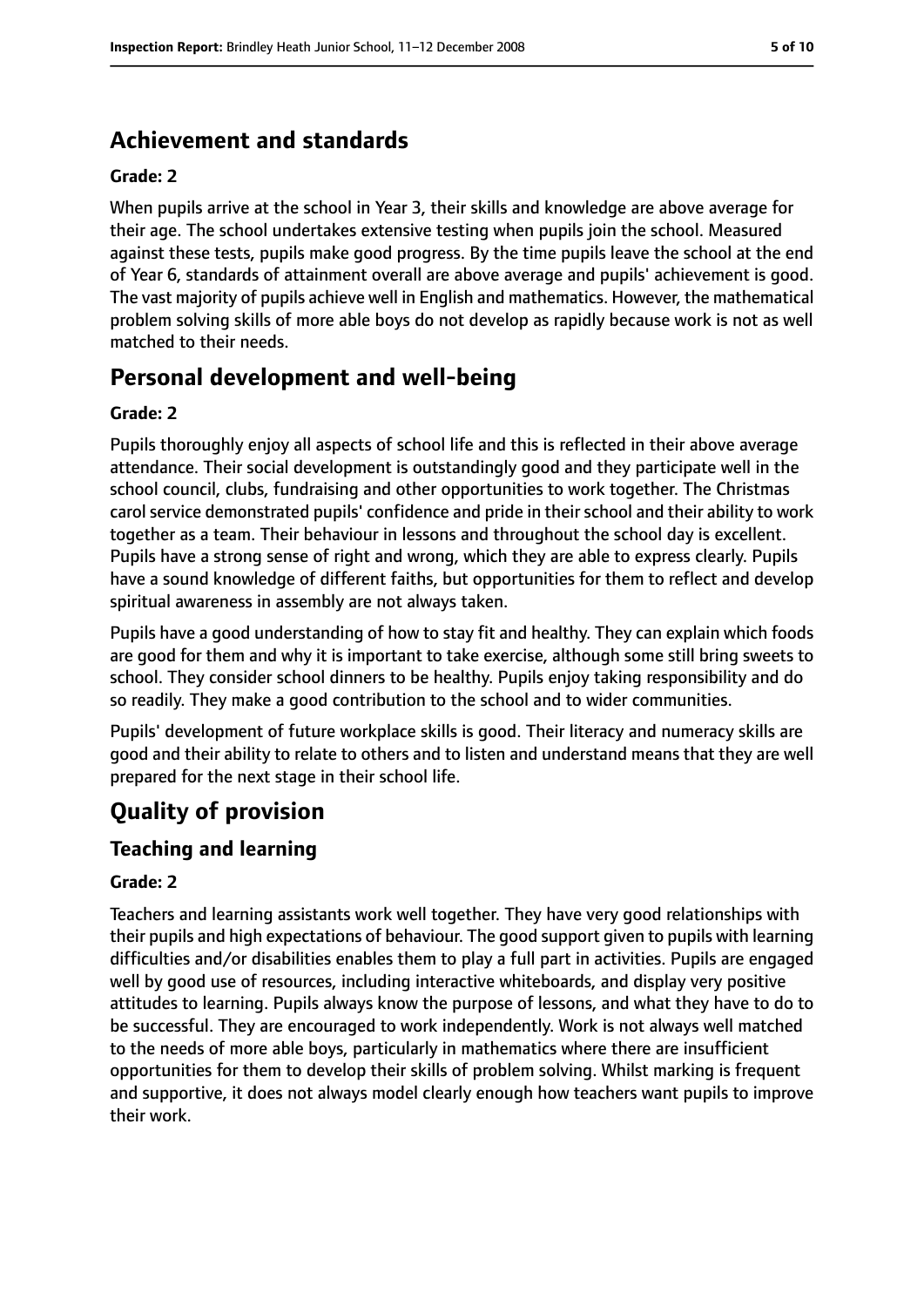## Achievement and standards

**Grade: 2**

When pupils arrive at the school in Year 3, their skills and knowledge are above average for their age. The school undertakes extensive testing when pupils join the school. Measured against these tests, pupils make good progress. By the time pupils leave the school at the end of Year 6, standards of attainment overall are above average and pupils' achievement is good. The vast majority of pupils achieve well in English and mathematics. However, the mathematical problem solving skills of more able boys do not develop as rapidly because work is not as well matched to their needs.

## Personal development and well-being

**Grade: 2**

Pupils thoroughly enjoy all aspects of school life and this is reflected in their above average attendance. Their social development is outstandingly good and they participate well in the school council, clubs, fundraising and other opportunities to work together. The Christmas carol service demonstrated pupils' confidence and pride in their school and their ability to work together as a team. Their behaviour in lessons and throughout the school day is excellent. Pupils have a strong sense of right and wrong, which they are able to express clearly. Pupils have a sound knowledge of different faiths, but opportunities for them to reflect and develop spiritual awareness in assembly are not always taken.

Pupils have a good understanding of how to stay fit and healthy. They can explain which foods are good for them and why it is important to take exercise, although some still bring sweets to school. They consider school dinners to be healthy. Pupils enjoy taking responsibility and do so readily. They make a good contribution to the school and to wider communities.

Pupils' development of future workplace skills is good. Their literacy and numeracy skills are good and their ability to relate to others and to listen and understand means that they are well prepared for the next stage in their school life.

# Quality of provision

### Teaching and learning

**Grade: 2**

Teachers and learning assistants work well together. They have very good relationships with their pupils and high expectations of behaviour. The good support given to pupils with learning difficulties and/or disabilities enables them to play a full part in activities. Pupils are engaged well by good use of resources, including interactive whiteboards, and display very positive attitudes to learning. Pupils always know the purpose of lessons, and what they have to do to be successful. They are encouraged to work independently. Work is not always well matched to the needs of more able boys, particularly in mathematics where there are insufficient opportunities for them to develop their skills of problem solving. Whilst marking is frequent and supportive, it does not always model clearly enough how teachers want pupils to improve their work.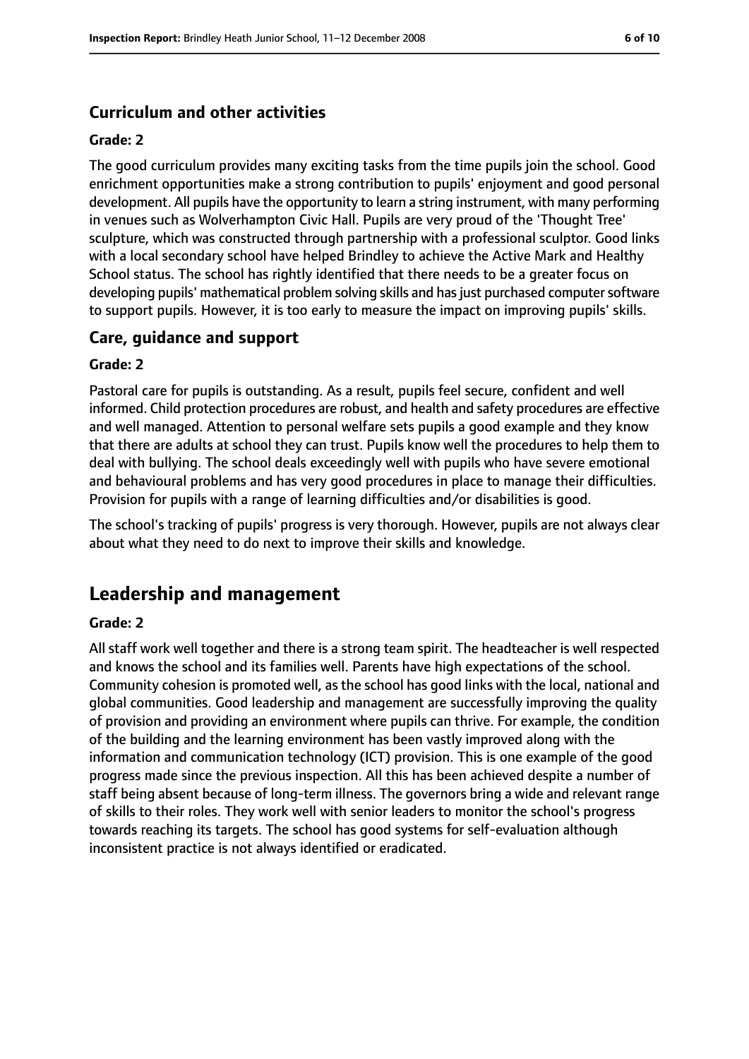### Curriculum and other activities

#### Grade: 2

The good curriculum provides many exciting tasks from the time pupils join the school. Good enrichment opportunities make a strong contribution to pupils' enjoyment and good personal development. All pupils have the opportunity to learn a string instrument, with many performing in venues such as Wolverhampton Civic Hall. Pupils are very proud of the 'Thought Tree' sculpture, which was constructed through partnership with a professional sculptor. Good links with a local secondary school have helped Brindley to achieve the Active Mark and Healthy School status. The school has rightly identified that there needs to be a greater focus on developing pupils' mathematical problem solving skills and has just purchased computer software to support pupils. However, it is too early to measure the impact on improving pupils' skills.

### Care, guidance and support

#### Grade: 2

Pastoral care for pupils is outstanding. As a result, pupils feel secure, confident and well informed. Child protection procedures are robust, and health and safety procedures are effective and well managed. Attention to personal welfare sets pupils a good example and they know that there are adults at school they can trust. Pupils know well the procedures to help them to deal with bullying. The school deals exceedingly well with pupils who have severe emotional and behavioural problems and has very good procedures in place to manage their difficulties. Provision for pupils with a range of learning difficulties and/or disabilities is good.

The school's tracking of pupils' progress is very thorough. However, pupils are not always clear about what they need to do next to improve their skills and knowledge.

## Leadership and management

#### Grade: 2

All staff work well together and there is a strong team spirit. The headteacher is well respected and knows the school and its families well. Parents have high expectations of the school. Community cohesion is promoted well, as the school has good links with the local, national and global communities. Good leadership and management are successfully improving the quality of provision and providing an environment where pupils can thrive. For example, the condition of the building and the learning environment has been vastly improved along with the information and communication technology (ICT) provision. This is one example of the good progress made since the previous inspection. All this has been achieved despite a number of staff being absent because of long-term illness. The governors bring a wide and relevant range of skills to their roles. They work well with senior leaders to monitor the school's progress towards reaching its targets. The school has good systems for self-evaluation although inconsistent practice is not always identified or eradicated.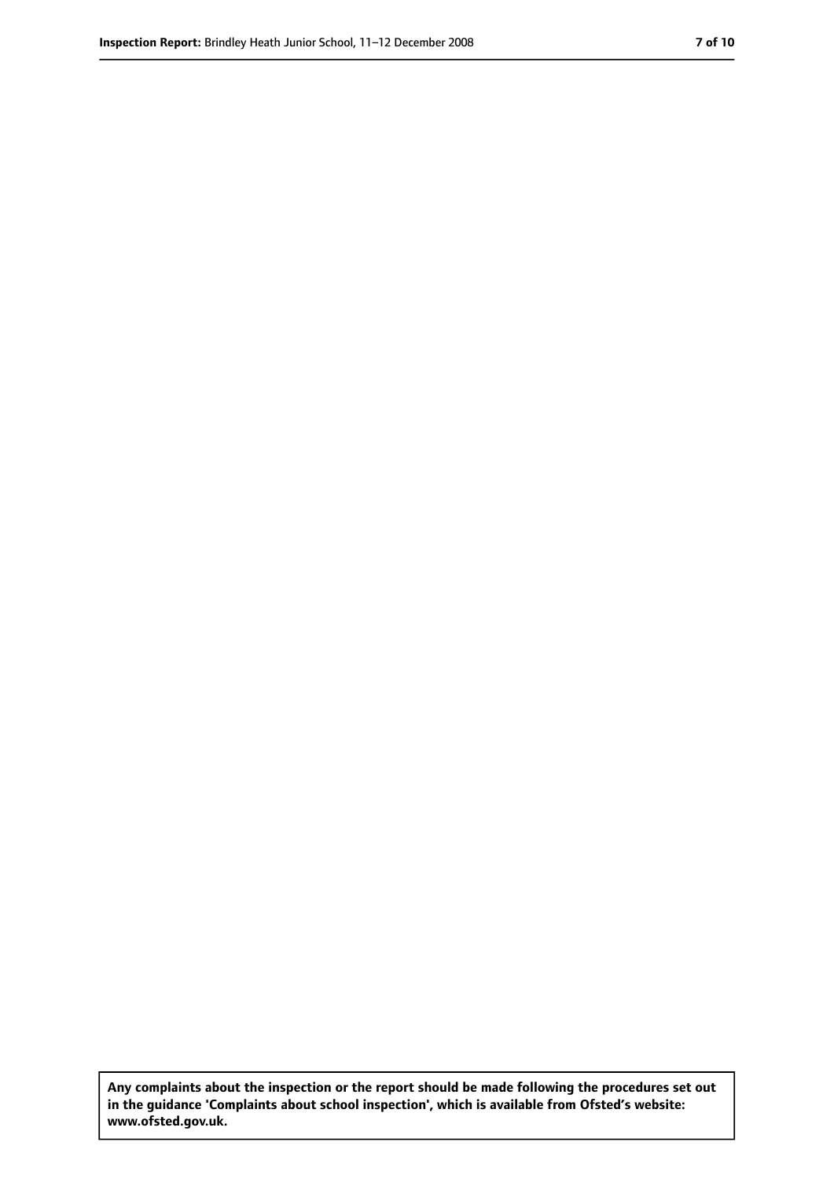**Any complaints about the inspection or the report should be made following the procedures set out in the guidance 'Complaints about school inspection', which is available from Ofsted's website: www.ofsted.gov.uk.**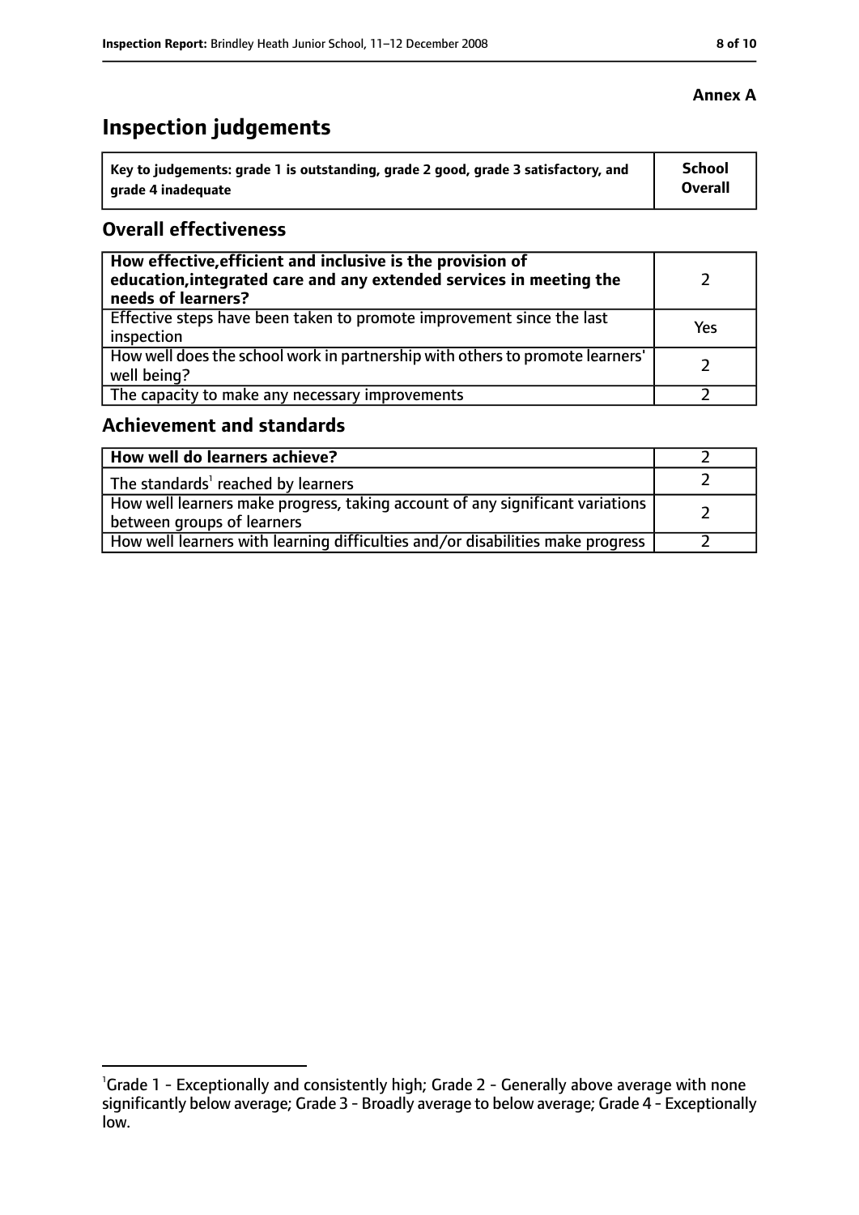**Annex A**

# Inspection judgements

| Key to judgements: grade 1 is outstanding, grade 2 good, grade 3 satisfactory, and grade 4 inadequate | School Overall |
|---|---|

## Overall effectiveness

| | |
|---|---|
| **How effective, efficient and inclusive is the provision of education, integrated care and any extended services in meeting the needs of learners?** | 2 |
| Effective steps have been taken to promote improvement since the last inspection | Yes |
| How well does the school work in partnership with others to promote learners' well being? | 2 |
| The capacity to make any necessary improvements | 2 |

## Achievement and standards

| | |
|---|---|
| **How well do learners achieve?** | 2 |
| The standards[1] reached by learners | 2 |
| How well learners make progress, taking account of any significant variations between groups of learners | 2 |
| How well learners with learning difficulties and/or disabilities make progress | 2 |

[1]Grade 1 - Exceptionally and consistently high; Grade 2 - Generally above average with none significantly below average; Grade 3 - Broadly average to below average; Grade 4 - Exceptionally low.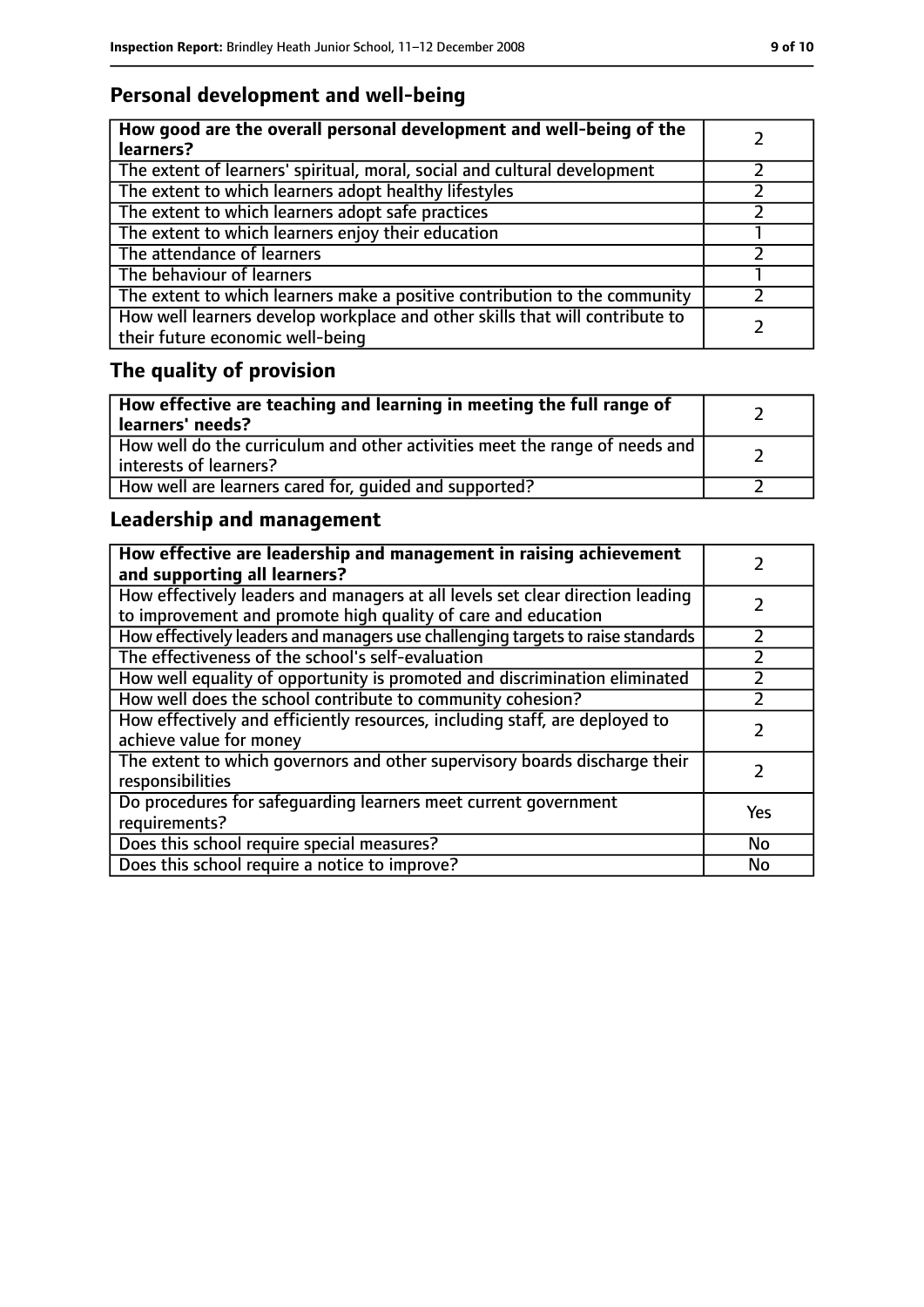## Personal development and well-being

| How good are the overall personal development and well-being of the learners? | 2 |
|---|---|
| The extent of learners' spiritual, moral, social and cultural development | 2 |
| The extent to which learners adopt healthy lifestyles | 2 |
| The extent to which learners adopt safe practices | 2 |
| The extent to which learners enjoy their education | 1 |
| The attendance of learners | 2 |
| The behaviour of learners | 1 |
| The extent to which learners make a positive contribution to the community | 2 |
| How well learners develop workplace and other skills that will contribute to their future economic well-being | 2 |

## The quality of provision

| How effective are teaching and learning in meeting the full range of learners' needs? | 2 |
|---|---|
| How well do the curriculum and other activities meet the range of needs and interests of learners? | 2 |
| How well are learners cared for, guided and supported? | 2 |

## Leadership and management

| How effective are leadership and management in raising achievement and supporting all learners? | 2 |
|---|---|
| How effectively leaders and managers at all levels set clear direction leading to improvement and promote high quality of care and education | 2 |
| How effectively leaders and managers use challenging targets to raise standards | 2 |
| The effectiveness of the school's self-evaluation | 2 |
| How well equality of opportunity is promoted and discrimination eliminated | 2 |
| How well does the school contribute to community cohesion? | 2 |
| How effectively and efficiently resources, including staff, are deployed to achieve value for money | 2 |
| The extent to which governors and other supervisory boards discharge their responsibilities | 2 |
| Do procedures for safeguarding learners meet current government requirements? | Yes |
| Does this school require special measures? | No |
| Does this school require a notice to improve? | No |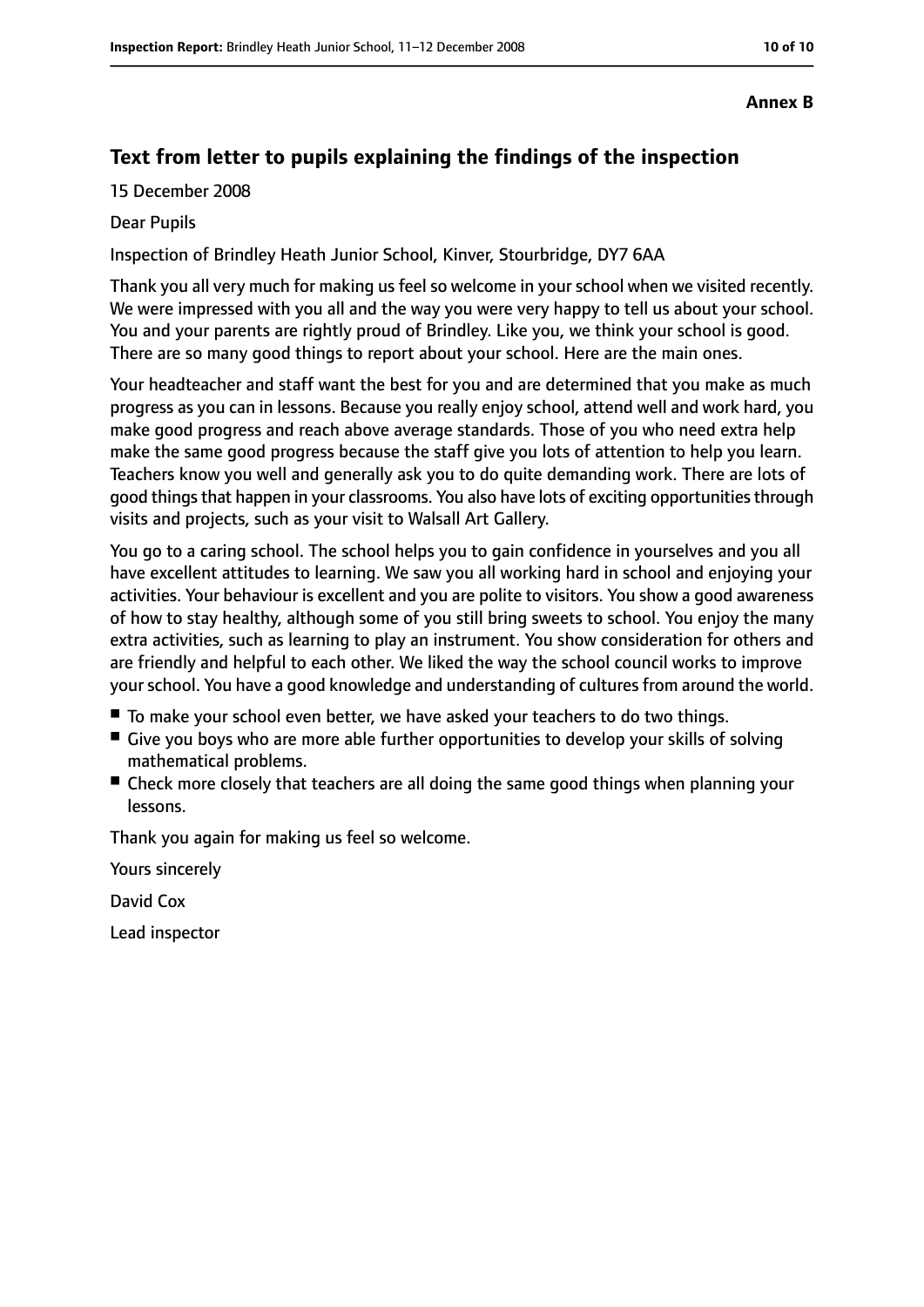**Annex B**

## Text from letter to pupils explaining the findings of the inspection

15 December 2008

Dear Pupils

Inspection of Brindley Heath Junior School, Kinver, Stourbridge, DY7 6AA

Thank you all very much for making us feel so welcome in your school when we visited recently. We were impressed with you all and the way you were very happy to tell us about your school. You and your parents are rightly proud of Brindley. Like you, we think your school is good. There are so many good things to report about your school. Here are the main ones.

Your headteacher and staff want the best for you and are determined that you make as much progress as you can in lessons. Because you really enjoy school, attend well and work hard, you make good progress and reach above average standards. Those of you who need extra help make the same good progress because the staff give you lots of attention to help you learn. Teachers know you well and generally ask you to do quite demanding work. There are lots of good things that happen in your classrooms. You also have lots of exciting opportunities through visits and projects, such as your visit to Walsall Art Gallery.

You go to a caring school. The school helps you to gain confidence in yourselves and you all have excellent attitudes to learning. We saw you all working hard in school and enjoying your activities. Your behaviour is excellent and you are polite to visitors. You show a good awareness of how to stay healthy, although some of you still bring sweets to school. You enjoy the many extra activities, such as learning to play an instrument. You show consideration for others and are friendly and helpful to each other. We liked the way the school council works to improve your school. You have a good knowledge and understanding of cultures from around the world.

- To make your school even better, we have asked your teachers to do two things.
- Give you boys who are more able further opportunities to develop your skills of solving mathematical problems.
- Check more closely that teachers are all doing the same good things when planning your lessons.

Thank you again for making us feel so welcome.

Yours sincerely

David Cox

Lead inspector